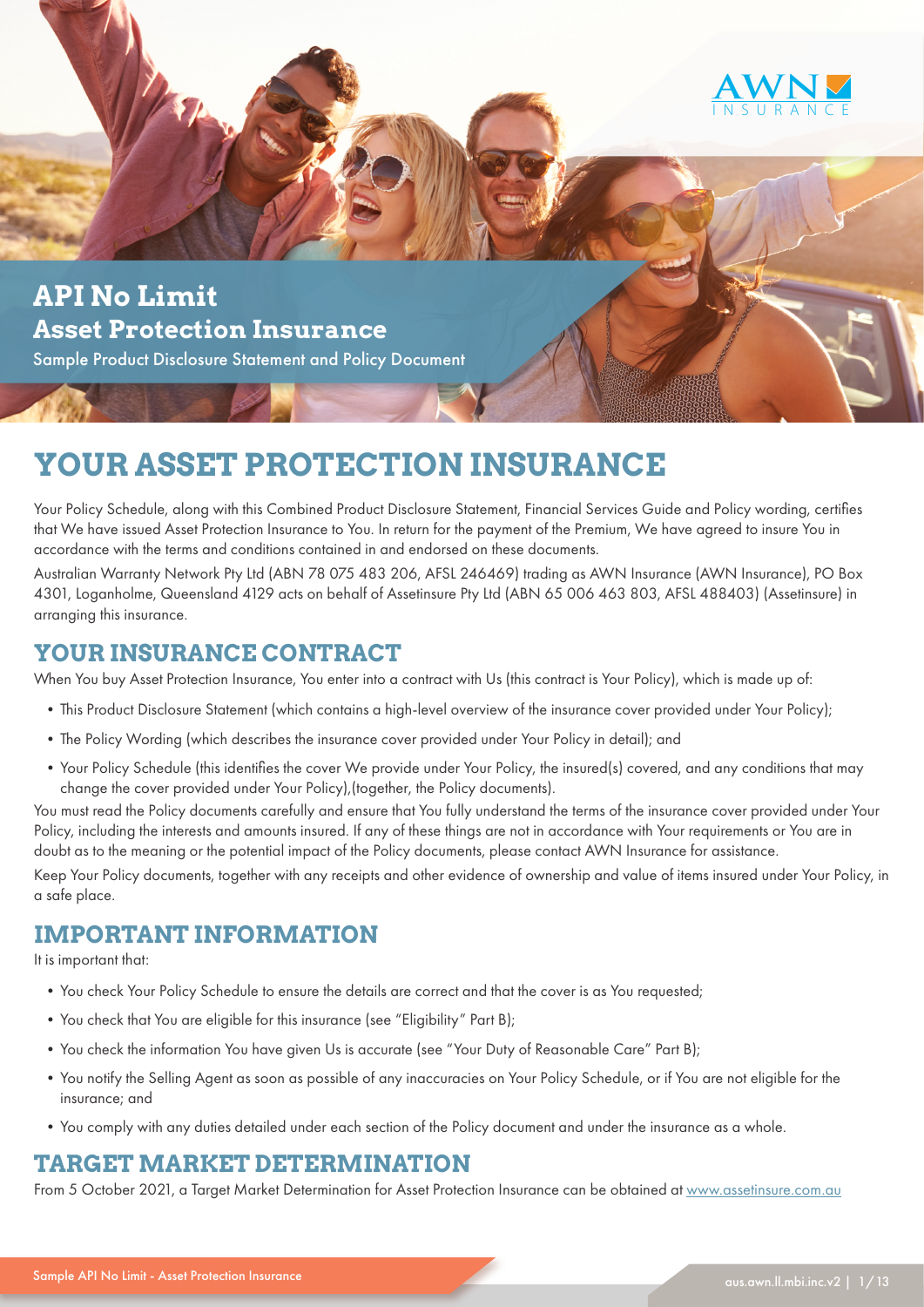# API No Limit
## Asset Protection Insurance

Sample Product Disclosure Statement and Policy Document

# YOUR ASSET PROTECTION INSURANCE

Your Policy Schedule, along with this Combined Product Disclosure Statement, Financial Services Guide and Policy wording, certifies that We have issued Asset Protection Insurance to You. In return for the payment of the Premium, We have agreed to insure You in accordance with the terms and conditions contained in and endorsed on these documents.

Australian Warranty Network Pty Ltd (ABN 78 075 483 206, AFSL 246469) trading as AWN Insurance (AWN Insurance), PO Box 4301, Loganholme, Queensland 4129 acts on behalf of Assetinsure Pty Ltd (ABN 65 006 463 803, AFSL 488403) (Assetinsure) in arranging this insurance.

## YOUR INSURANCE CONTRACT

When You buy Asset Protection Insurance, You enter into a contract with Us (this contract is Your Policy), which is made up of:

- This Product Disclosure Statement (which contains a high-level overview of the insurance cover provided under Your Policy);
- The Policy Wording (which describes the insurance cover provided under Your Policy in detail); and
- Your Policy Schedule (this identifies the cover We provide under Your Policy, the insured(s) covered, and any conditions that may change the cover provided under Your Policy),(together, the Policy documents).

You must read the Policy documents carefully and ensure that You fully understand the terms of the insurance cover provided under Your Policy, including the interests and amounts insured. If any of these things are not in accordance with Your requirements or You are in doubt as to the meaning or the potential impact of the Policy documents, please contact AWN Insurance for assistance.

Keep Your Policy documents, together with any receipts and other evidence of ownership and value of items insured under Your Policy, in a safe place.

## IMPORTANT INFORMATION

It is important that:

- You check Your Policy Schedule to ensure the details are correct and that the cover is as You requested;
- You check that You are eligible for this insurance (see "Eligibility" Part B);
- You check the information You have given Us is accurate (see "Your Duty of Reasonable Care" Part B);
- You notify the Selling Agent as soon as possible of any inaccuracies on Your Policy Schedule, or if You are not eligible for the insurance; and
- You comply with any duties detailed under each section of the Policy document and under the insurance as a whole.

## TARGET MARKET DETERMINATION

From 5 October 2021, a Target Market Determination for Asset Protection Insurance can be obtained at www.assetinsure.com.au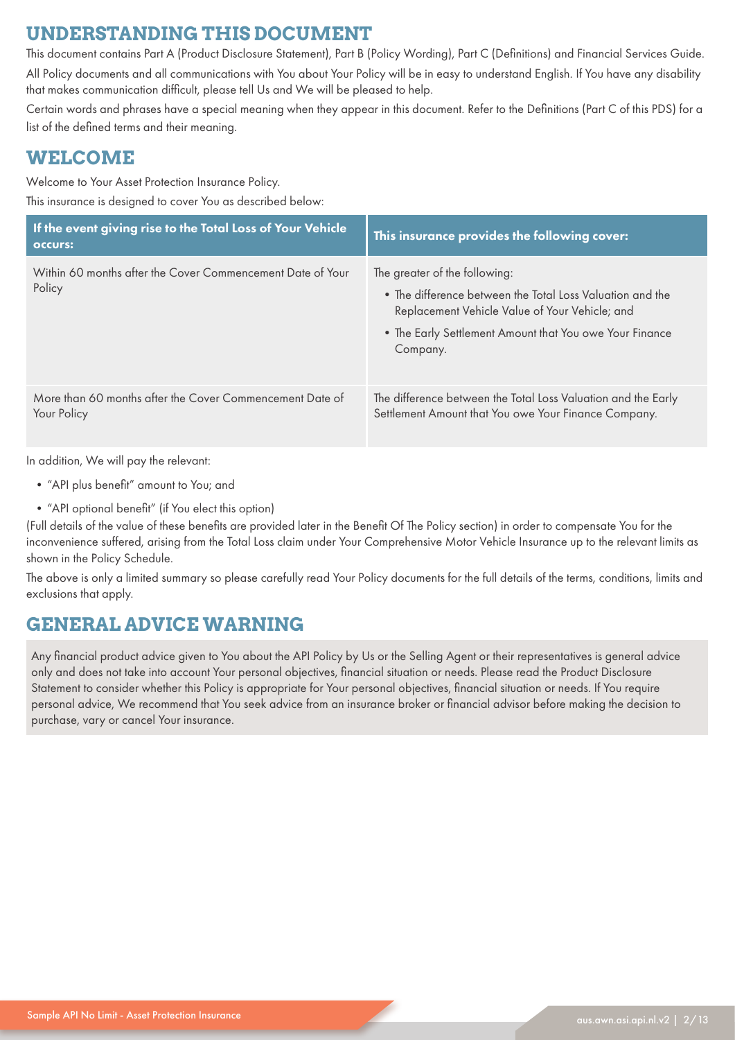## UNDERSTANDING THIS DOCUMENT

This document contains Part A (Product Disclosure Statement), Part B (Policy Wording), Part C (Definitions) and Financial Services Guide.

All Policy documents and all communications with You about Your Policy will be in easy to understand English. If You have any disability that makes communication difficult, please tell Us and We will be pleased to help.

Certain words and phrases have a special meaning when they appear in this document. Refer to the Definitions (Part C of this PDS) for a list of the defined terms and their meaning.

## WELCOME

Welcome to Your Asset Protection Insurance Policy.

This insurance is designed to cover You as described below:

| If the event giving rise to the Total Loss of Your Vehicle occurs: | This insurance provides the following cover: |
|---|---|
| Within 60 months after the Cover Commencement Date of Your Policy | The greater of the following:<br>• The difference between the Total Loss Valuation and the Replacement Vehicle Value of Your Vehicle; and<br>• The Early Settlement Amount that You owe Your Finance Company. |
| More than 60 months after the Cover Commencement Date of Your Policy | The difference between the Total Loss Valuation and the Early Settlement Amount that You owe Your Finance Company. |

In addition, We will pay the relevant:

- "API plus benefit" amount to You; and
- "API optional benefit" (if You elect this option)

(Full details of the value of these benefits are provided later in the Benefit Of The Policy section) in order to compensate You for the inconvenience suffered, arising from the Total Loss claim under Your Comprehensive Motor Vehicle Insurance up to the relevant limits as shown in the Policy Schedule.

The above is only a limited summary so please carefully read Your Policy documents for the full details of the terms, conditions, limits and exclusions that apply.

## GENERAL ADVICE WARNING

Any financial product advice given to You about the API Policy by Us or the Selling Agent or their representatives is general advice only and does not take into account Your personal objectives, financial situation or needs. Please read the Product Disclosure Statement to consider whether this Policy is appropriate for Your personal objectives, financial situation or needs. If You require personal advice, We recommend that You seek advice from an insurance broker or financial advisor before making the decision to purchase, vary or cancel Your insurance.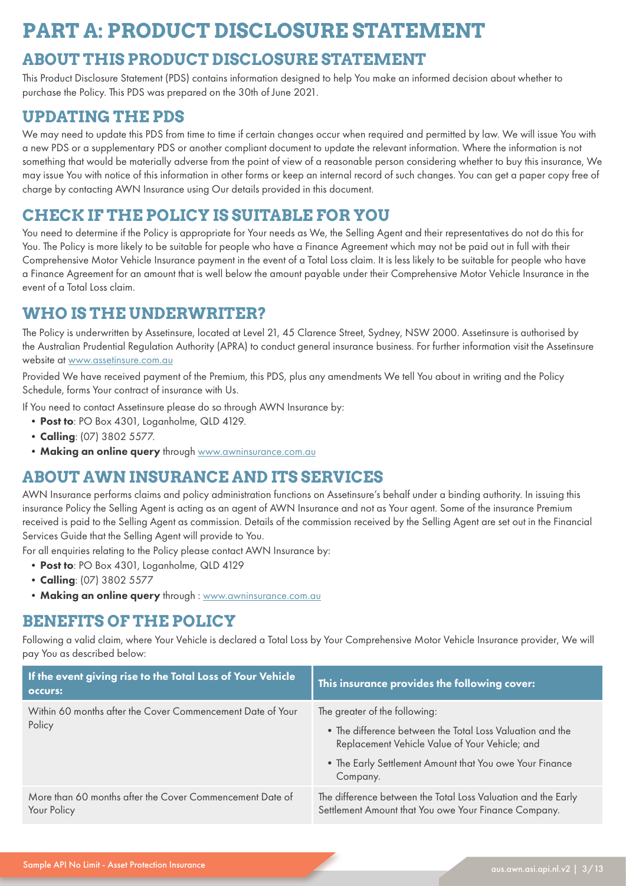# PART A: PRODUCT DISCLOSURE STATEMENT

## ABOUT THIS PRODUCT DISCLOSURE STATEMENT

This Product Disclosure Statement (PDS) contains information designed to help You make an informed decision about whether to purchase the Policy. This PDS was prepared on the 30th of June 2021.

## UPDATING THE PDS

We may need to update this PDS from time to time if certain changes occur when required and permitted by law. We will issue You with a new PDS or a supplementary PDS or another compliant document to update the relevant information. Where the information is not something that would be materially adverse from the point of view of a reasonable person considering whether to buy this insurance, We may issue You with notice of this information in other forms or keep an internal record of such changes. You can get a paper copy free of charge by contacting AWN Insurance using Our details provided in this document.

## CHECK IF THE POLICY IS SUITABLE FOR YOU

You need to determine if the Policy is appropriate for Your needs as We, the Selling Agent and their representatives do not do this for You. The Policy is more likely to be suitable for people who have a Finance Agreement which may not be paid out in full with their Comprehensive Motor Vehicle Insurance payment in the event of a Total Loss claim. It is less likely to be suitable for people who have a Finance Agreement for an amount that is well below the amount payable under their Comprehensive Motor Vehicle Insurance in the event of a Total Loss claim.

## WHO IS THE UNDERWRITER?

The Policy is underwritten by Assetinsure, located at Level 21, 45 Clarence Street, Sydney, NSW 2000. Assetinsure is authorised by the Australian Prudential Regulation Authority (APRA) to conduct general insurance business. For further information visit the Assetinsure website at www.assetinsure.com.au

Provided We have received payment of the Premium, this PDS, plus any amendments We tell You about in writing and the Policy Schedule, forms Your contract of insurance with Us.

If You need to contact Assetinsure please do so through AWN Insurance by:

- **Post to**: PO Box 4301, Loganholme, QLD 4129.
- **Calling**: (07) 3802 5577.
- **Making an online query** through www.awninsurance.com.au

## ABOUT AWN INSURANCE AND ITS SERVICES

AWN Insurance performs claims and policy administration functions on Assetinsure's behalf under a binding authority. In issuing this insurance Policy the Selling Agent is acting as an agent of AWN Insurance and not as Your agent. Some of the insurance Premium received is paid to the Selling Agent as commission. Details of the commission received by the Selling Agent are set out in the Financial Services Guide that the Selling Agent will provide to You.

For all enquiries relating to the Policy please contact AWN Insurance by:

- **Post to**: PO Box 4301, Loganholme, QLD 4129
- **Calling**: (07) 3802 5577
- **Making an online query** through : www.awninsurance.com.au

## BENEFITS OF THE POLICY

Following a valid claim, where Your Vehicle is declared a Total Loss by Your Comprehensive Motor Vehicle Insurance provider, We will pay You as described below:

| If the event giving rise to the Total Loss of Your Vehicle occurs: | This insurance provides the following cover: |
|---|---|
| Within 60 months after the Cover Commencement Date of Your Policy | The greater of the following:<br>• The difference between the Total Loss Valuation and the Replacement Vehicle Value of Your Vehicle; and<br>• The Early Settlement Amount that You owe Your Finance Company. |
| More than 60 months after the Cover Commencement Date of Your Policy | The difference between the Total Loss Valuation and the Early Settlement Amount that You owe Your Finance Company. |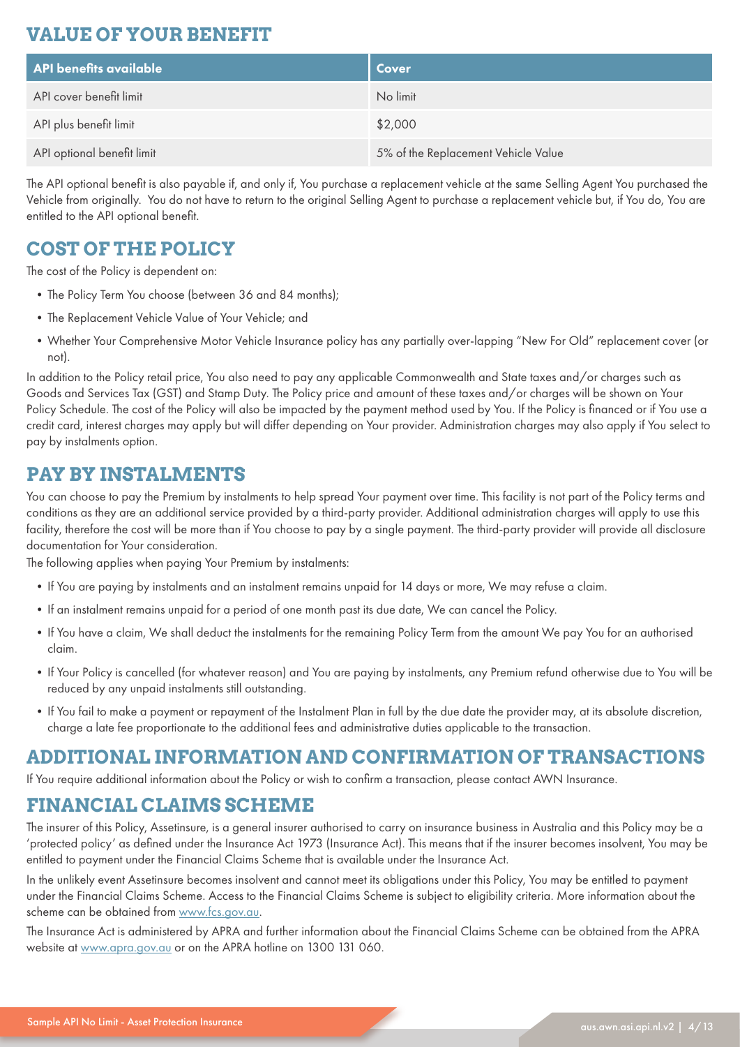## VALUE OF YOUR BENEFIT

| API benefits available | Cover |
| --- | --- |
| API cover benefit limit | No limit |
| API plus benefit limit | $2,000 |
| API optional benefit limit | 5% of the Replacement Vehicle Value |

The API optional benefit is also payable if, and only if, You purchase a replacement vehicle at the same Selling Agent You purchased the Vehicle from originally. You do not have to return to the original Selling Agent to purchase a replacement vehicle but, if You do, You are entitled to the API optional benefit.

## COST OF THE POLICY

The cost of the Policy is dependent on:

- The Policy Term You choose (between 36 and 84 months);
- The Replacement Vehicle Value of Your Vehicle; and
- Whether Your Comprehensive Motor Vehicle Insurance policy has any partially over-lapping "New For Old" replacement cover (or not).

In addition to the Policy retail price, You also need to pay any applicable Commonwealth and State taxes and/or charges such as Goods and Services Tax (GST) and Stamp Duty. The Policy price and amount of these taxes and/or charges will be shown on Your Policy Schedule. The cost of the Policy will also be impacted by the payment method used by You. If the Policy is financed or if You use a credit card, interest charges may apply but will differ depending on Your provider. Administration charges may also apply if You select to pay by instalments option.

## PAY BY INSTALMENTS

You can choose to pay the Premium by instalments to help spread Your payment over time. This facility is not part of the Policy terms and conditions as they are an additional service provided by a third-party provider. Additional administration charges will apply to use this facility, therefore the cost will be more than if You choose to pay by a single payment. The third-party provider will provide all disclosure documentation for Your consideration.

The following applies when paying Your Premium by instalments:

- If You are paying by instalments and an instalment remains unpaid for 14 days or more, We may refuse a claim.
- If an instalment remains unpaid for a period of one month past its due date, We can cancel the Policy.
- If You have a claim, We shall deduct the instalments for the remaining Policy Term from the amount We pay You for an authorised claim.
- If Your Policy is cancelled (for whatever reason) and You are paying by instalments, any Premium refund otherwise due to You will be reduced by any unpaid instalments still outstanding.
- If You fail to make a payment or repayment of the Instalment Plan in full by the due date the provider may, at its absolute discretion, charge a late fee proportionate to the additional fees and administrative duties applicable to the transaction.

## ADDITIONAL INFORMATION AND CONFIRMATION OF TRANSACTIONS

If You require additional information about the Policy or wish to confirm a transaction, please contact AWN Insurance.

## FINANCIAL CLAIMS SCHEME

The insurer of this Policy, Assetinsure, is a general insurer authorised to carry on insurance business in Australia and this Policy may be a 'protected policy' as defined under the Insurance Act 1973 (Insurance Act). This means that if the insurer becomes insolvent, You may be entitled to payment under the Financial Claims Scheme that is available under the Insurance Act.

In the unlikely event Assetinsure becomes insolvent and cannot meet its obligations under this Policy, You may be entitled to payment under the Financial Claims Scheme. Access to the Financial Claims Scheme is subject to eligibility criteria. More information about the scheme can be obtained from www.fcs.gov.au.

The Insurance Act is administered by APRA and further information about the Financial Claims Scheme can be obtained from the APRA website at www.apra.gov.au or on the APRA hotline on 1300 131 060.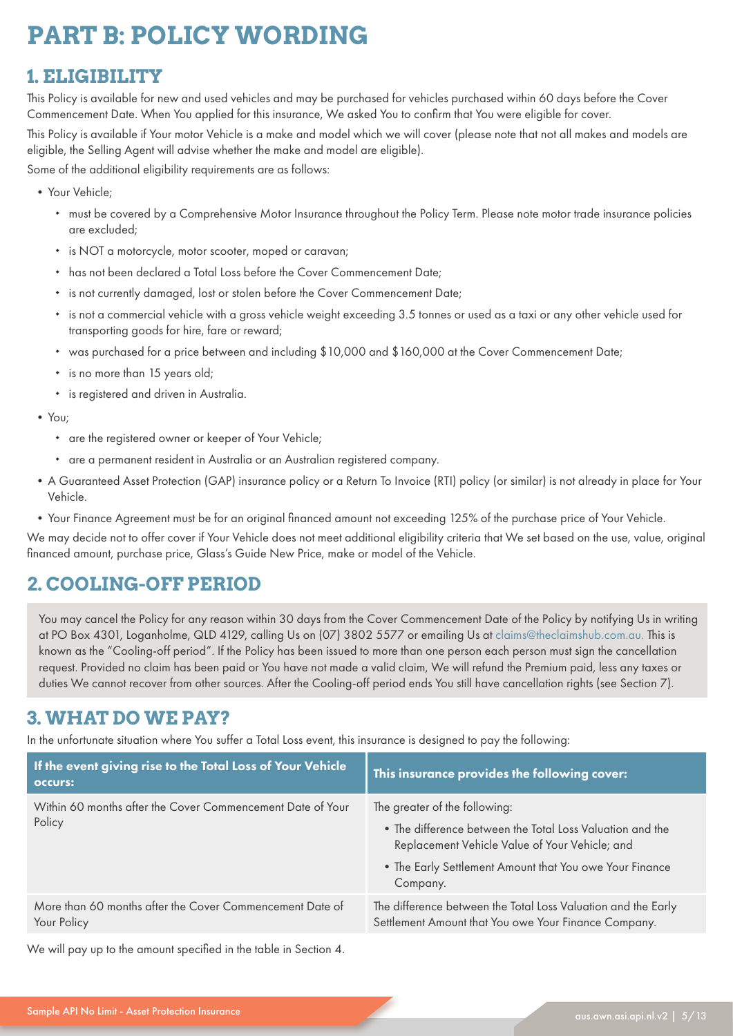# PART B: POLICY WORDING

## 1. ELIGIBILITY

This Policy is available for new and used vehicles and may be purchased for vehicles purchased within 60 days before the Cover Commencement Date. When You applied for this insurance, We asked You to confirm that You were eligible for cover.

This Policy is available if Your motor Vehicle is a make and model which we will cover (please note that not all makes and models are eligible, the Selling Agent will advise whether the make and model are eligible).

Some of the additional eligibility requirements are as follows:

- Your Vehicle;
  - must be covered by a Comprehensive Motor Insurance throughout the Policy Term. Please note motor trade insurance policies are excluded;
  - is NOT a motorcycle, motor scooter, moped or caravan;
  - has not been declared a Total Loss before the Cover Commencement Date;
  - is not currently damaged, lost or stolen before the Cover Commencement Date;
  - is not a commercial vehicle with a gross vehicle weight exceeding 3.5 tonnes or used as a taxi or any other vehicle used for transporting goods for hire, fare or reward;
  - was purchased for a price between and including $10,000 and $160,000 at the Cover Commencement Date;
  - is no more than 15 years old;
  - is registered and driven in Australia.
- You;
  - are the registered owner or keeper of Your Vehicle;
  - are a permanent resident in Australia or an Australian registered company.
- A Guaranteed Asset Protection (GAP) insurance policy or a Return To Invoice (RTI) policy (or similar) is not already in place for Your Vehicle.
- Your Finance Agreement must be for an original financed amount not exceeding 125% of the purchase price of Your Vehicle.

We may decide not to offer cover if Your Vehicle does not meet additional eligibility criteria that We set based on the use, value, original financed amount, purchase price, Glass's Guide New Price, make or model of the Vehicle.

## 2. COOLING-OFF PERIOD

You may cancel the Policy for any reason within 30 days from the Cover Commencement Date of the Policy by notifying Us in writing at PO Box 4301, Loganholme, QLD 4129, calling Us on (07) 3802 5577 or emailing Us at claims@theclaimshub.com.au. This is known as the "Cooling-off period". If the Policy has been issued to more than one person each person must sign the cancellation request. Provided no claim has been paid or You have not made a valid claim, We will refund the Premium paid, less any taxes or duties We cannot recover from other sources. After the Cooling-off period ends You still have cancellation rights (see Section 7).

## 3. WHAT DO WE PAY?

In the unfortunate situation where You suffer a Total Loss event, this insurance is designed to pay the following:

| If the event giving rise to the Total Loss of Your Vehicle occurs: | This insurance provides the following cover: |
|---|---|
| Within 60 months after the Cover Commencement Date of Your Policy | The greater of the following:<br>• The difference between the Total Loss Valuation and the Replacement Vehicle Value of Your Vehicle; and<br>• The Early Settlement Amount that You owe Your Finance Company. |
| More than 60 months after the Cover Commencement Date of Your Policy | The difference between the Total Loss Valuation and the Early Settlement Amount that You owe Your Finance Company. |

We will pay up to the amount specified in the table in Section 4.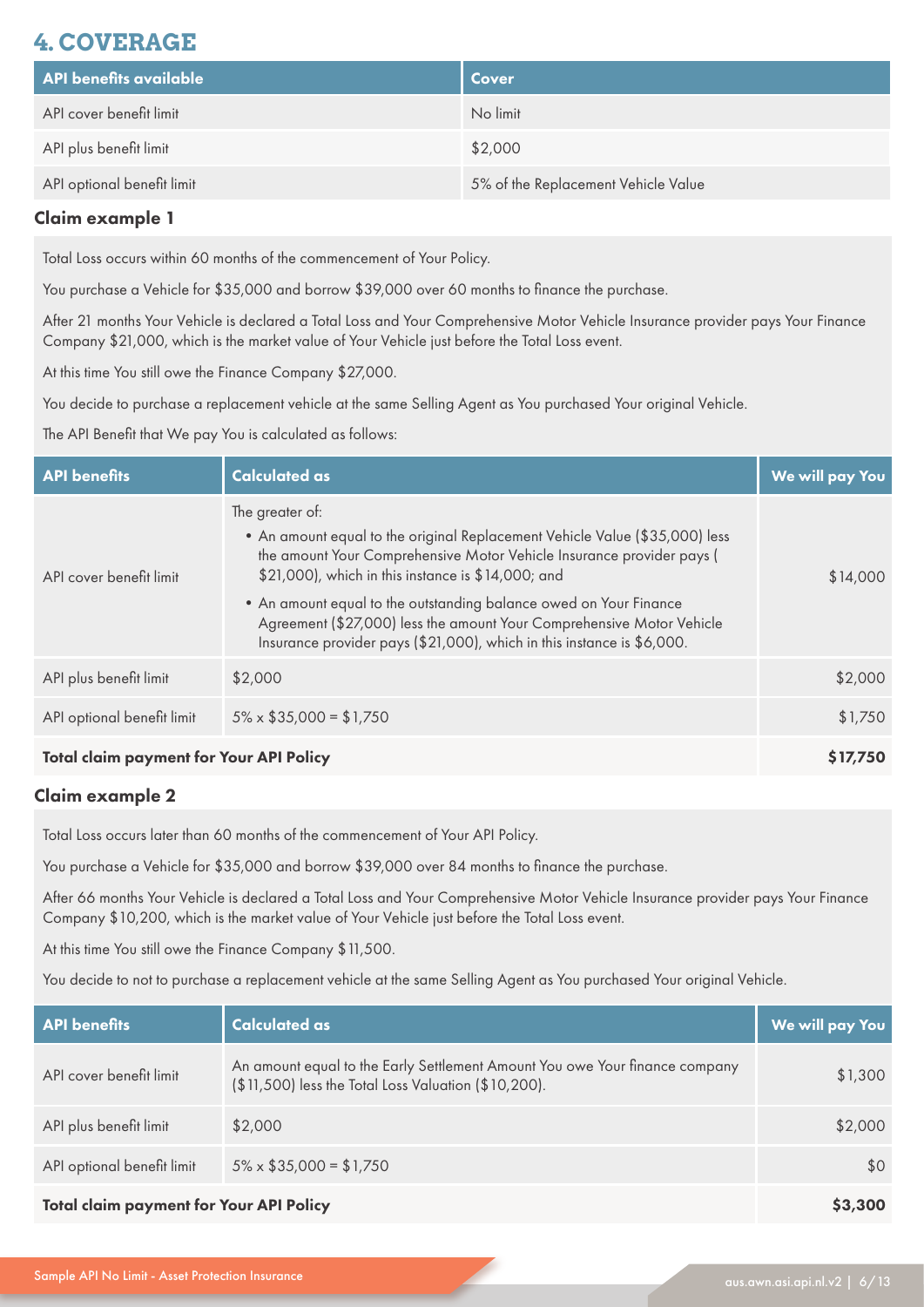# 4. COVERAGE

| API benefits available | Cover |
|---|---|
| API cover benefit limit | No limit |
| API plus benefit limit | $2,000 |
| API optional benefit limit | 5% of the Replacement Vehicle Value |

### Claim example 1

Total Loss occurs within 60 months of the commencement of Your Policy.

You purchase a Vehicle for $35,000 and borrow $39,000 over 60 months to finance the purchase.

After 21 months Your Vehicle is declared a Total Loss and Your Comprehensive Motor Vehicle Insurance provider pays Your Finance Company $21,000, which is the market value of Your Vehicle just before the Total Loss event.

At this time You still owe the Finance Company $27,000.

You decide to purchase a replacement vehicle at the same Selling Agent as You purchased Your original Vehicle.

The API Benefit that We pay You is calculated as follows:

| API benefits | Calculated as | We will pay You |
|---|---|---|
| API cover benefit limit | The greater of:<br>• An amount equal to the original Replacement Vehicle Value ($35,000) less the amount Your Comprehensive Motor Vehicle Insurance provider pays ($21,000), which in this instance is $14,000; and<br>• An amount equal to the outstanding balance owed on Your Finance Agreement ($27,000) less the amount Your Comprehensive Motor Vehicle Insurance provider pays ($21,000), which in this instance is $6,000. | $14,000 |
| API plus benefit limit | $2,000 | $2,000 |
| API optional benefit limit | 5% x $35,000 = $1,750 | $1,750 |
| **Total claim payment for Your API Policy** | | **$17,750** |

### Claim example 2

Total Loss occurs later than 60 months of the commencement of Your API Policy.

You purchase a Vehicle for $35,000 and borrow $39,000 over 84 months to finance the purchase.

After 66 months Your Vehicle is declared a Total Loss and Your Comprehensive Motor Vehicle Insurance provider pays Your Finance Company $10,200, which is the market value of Your Vehicle just before the Total Loss event.

At this time You still owe the Finance Company $11,500.

You decide to not to purchase a replacement vehicle at the same Selling Agent as You purchased Your original Vehicle.

| API benefits | Calculated as | We will pay You |
|---|---|---|
| API cover benefit limit | An amount equal to the Early Settlement Amount You owe Your finance company ($11,500) less the Total Loss Valuation ($10,200). | $1,300 |
| API plus benefit limit | $2,000 | $2,000 |
| API optional benefit limit | 5% x $35,000 = $1,750 | $0 |
| **Total claim payment for Your API Policy** | | **$3,300** |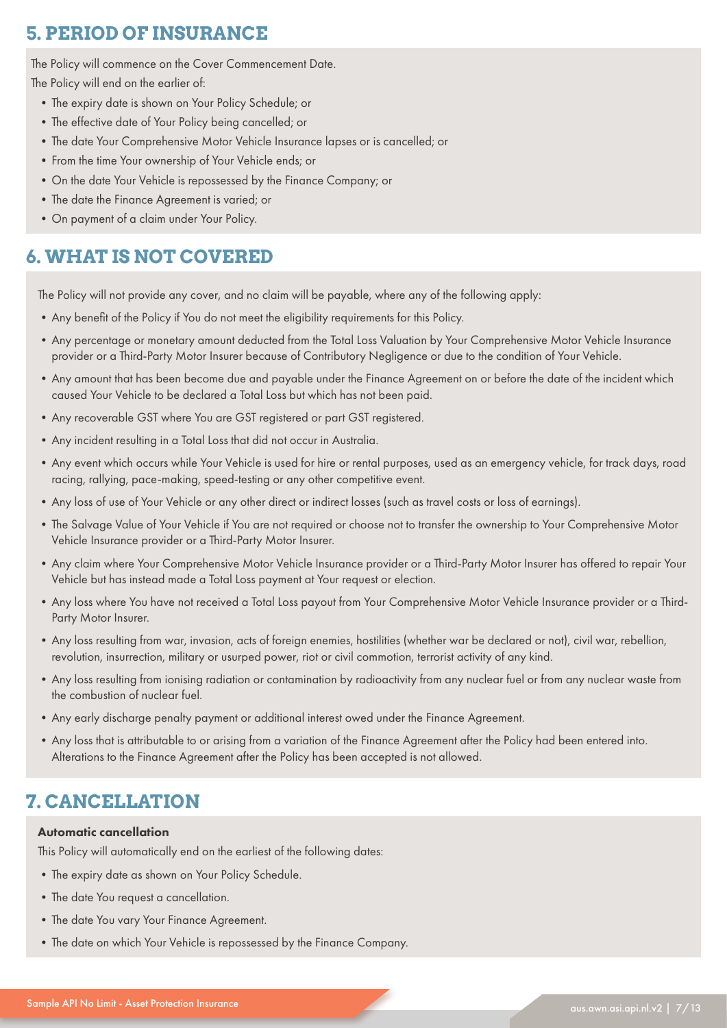## 5. PERIOD OF INSURANCE

The Policy will commence on the Cover Commencement Date.

The Policy will end on the earlier of:

- The expiry date is shown on Your Policy Schedule; or
- The effective date of Your Policy being cancelled; or
- The date Your Comprehensive Motor Vehicle Insurance lapses or is cancelled; or
- From the time Your ownership of Your Vehicle ends; or
- On the date Your Vehicle is repossessed by the Finance Company; or
- The date the Finance Agreement is varied; or
- On payment of a claim under Your Policy.

## 6. WHAT IS NOT COVERED

The Policy will not provide any cover, and no claim will be payable, where any of the following apply:

- Any benefit of the Policy if You do not meet the eligibility requirements for this Policy.
- Any percentage or monetary amount deducted from the Total Loss Valuation by Your Comprehensive Motor Vehicle Insurance provider or a Third-Party Motor Insurer because of Contributory Negligence or due to the condition of Your Vehicle.
- Any amount that has been become due and payable under the Finance Agreement on or before the date of the incident which caused Your Vehicle to be declared a Total Loss but which has not been paid.
- Any recoverable GST where You are GST registered or part GST registered.
- Any incident resulting in a Total Loss that did not occur in Australia.
- Any event which occurs while Your Vehicle is used for hire or rental purposes, used as an emergency vehicle, for track days, road racing, rallying, pace-making, speed-testing or any other competitive event.
- Any loss of use of Your Vehicle or any other direct or indirect losses (such as travel costs or loss of earnings).
- The Salvage Value of Your Vehicle if You are not required or choose not to transfer the ownership to Your Comprehensive Motor Vehicle Insurance provider or a Third-Party Motor Insurer.
- Any claim where Your Comprehensive Motor Vehicle Insurance provider or a Third-Party Motor Insurer has offered to repair Your Vehicle but has instead made a Total Loss payment at Your request or election.
- Any loss where You have not received a Total Loss payout from Your Comprehensive Motor Vehicle Insurance provider or a Third-Party Motor Insurer.
- Any loss resulting from war, invasion, acts of foreign enemies, hostilities (whether war be declared or not), civil war, rebellion, revolution, insurrection, military or usurped power, riot or civil commotion, terrorist activity of any kind.
- Any loss resulting from ionising radiation or contamination by radioactivity from any nuclear fuel or from any nuclear waste from the combustion of nuclear fuel.
- Any early discharge penalty payment or additional interest owed under the Finance Agreement.
- Any loss that is attributable to or arising from a variation of the Finance Agreement after the Policy had been entered into. Alterations to the Finance Agreement after the Policy has been accepted is not allowed.

## 7. CANCELLATION

**Automatic cancellation**

This Policy will automatically end on the earliest of the following dates:

- The expiry date as shown on Your Policy Schedule.
- The date You request a cancellation.
- The date You vary Your Finance Agreement.
- The date on which Your Vehicle is repossessed by the Finance Company.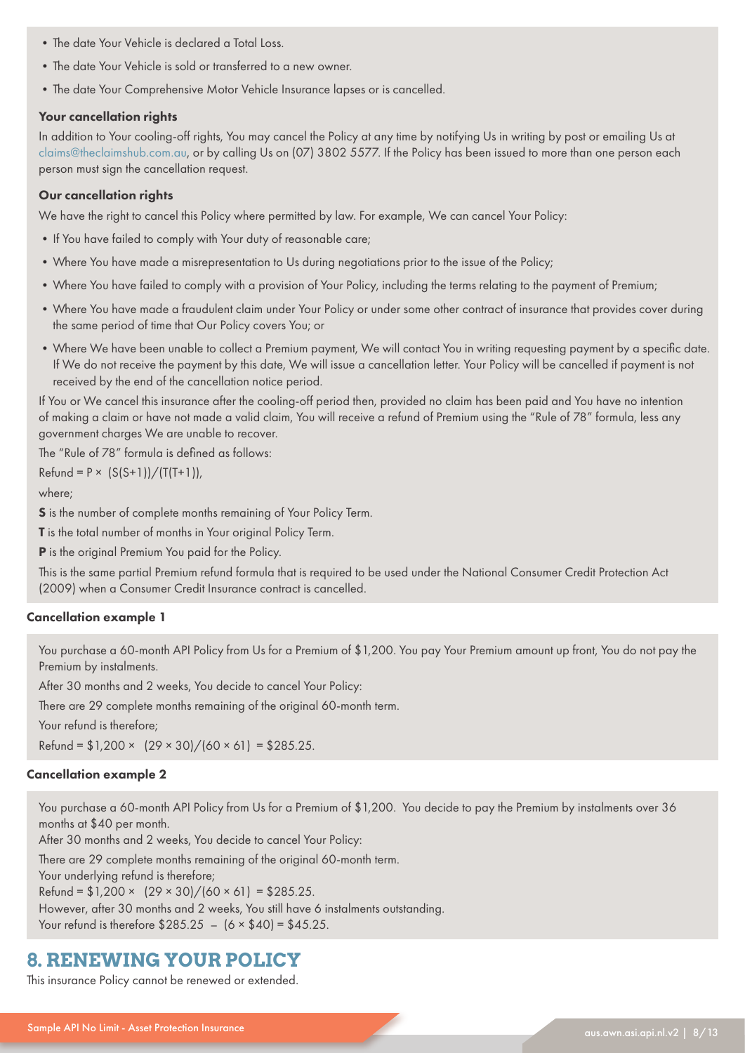- The date Your Vehicle is declared a Total Loss.
- The date Your Vehicle is sold or transferred to a new owner.
- The date Your Comprehensive Motor Vehicle Insurance lapses or is cancelled.

**Your cancellation rights**

In addition to Your cooling-off rights, You may cancel the Policy at any time by notifying Us in writing by post or emailing Us at claims@theclaimshub.com.au, or by calling Us on (07) 3802 5577. If the Policy has been issued to more than one person each person must sign the cancellation request.

**Our cancellation rights**

We have the right to cancel this Policy where permitted by law. For example, We can cancel Your Policy:

- If You have failed to comply with Your duty of reasonable care;
- Where You have made a misrepresentation to Us during negotiations prior to the issue of the Policy;
- Where You have failed to comply with a provision of Your Policy, including the terms relating to the payment of Premium;
- Where You have made a fraudulent claim under Your Policy or under some other contract of insurance that provides cover during the same period of time that Our Policy covers You; or
- Where We have been unable to collect a Premium payment, We will contact You in writing requesting payment by a specific date. If We do not receive the payment by this date, We will issue a cancellation letter. Your Policy will be cancelled if payment is not received by the end of the cancellation notice period.

If You or We cancel this insurance after the cooling-off period then, provided no claim has been paid and You have no intention of making a claim or have not made a valid claim, You will receive a refund of Premium using the "Rule of 78" formula, less any government charges We are unable to recover.

The "Rule of 78" formula is defined as follows:

$\text{Refund} = P \times (S(S+1))/(T(T+1))$,

where;

**S** is the number of complete months remaining of Your Policy Term.

**T** is the total number of months in Your original Policy Term.

**P** is the original Premium You paid for the Policy.

This is the same partial Premium refund formula that is required to be used under the National Consumer Credit Protection Act (2009) when a Consumer Credit Insurance contract is cancelled.

**Cancellation example 1**

You purchase a 60-month API Policy from Us for a Premium of $1,200. You pay Your Premium amount up front, You do not pay the Premium by instalments.

After 30 months and 2 weeks, You decide to cancel Your Policy:

There are 29 complete months remaining of the original 60-month term.

Your refund is therefore;

$\text{Refund} = \$1,200 \times (29 \times 30)/(60 \times 61) = \$285.25$.

**Cancellation example 2**

You purchase a 60-month API Policy from Us for a Premium of $1,200. You decide to pay the Premium by instalments over 36 months at $40 per month.

After 30 months and 2 weeks, You decide to cancel Your Policy:

There are 29 complete months remaining of the original 60-month term.

Your underlying refund is therefore;

$\text{Refund} = \$1,200 \times (29 \times 30)/(60 \times 61) = \$285.25$.

However, after 30 months and 2 weeks, You still have 6 instalments outstanding.

Your refund is therefore $\$285.25 - (6 \times \$40) = \$45.25$.

# 8. RENEWING YOUR POLICY

This insurance Policy cannot be renewed or extended.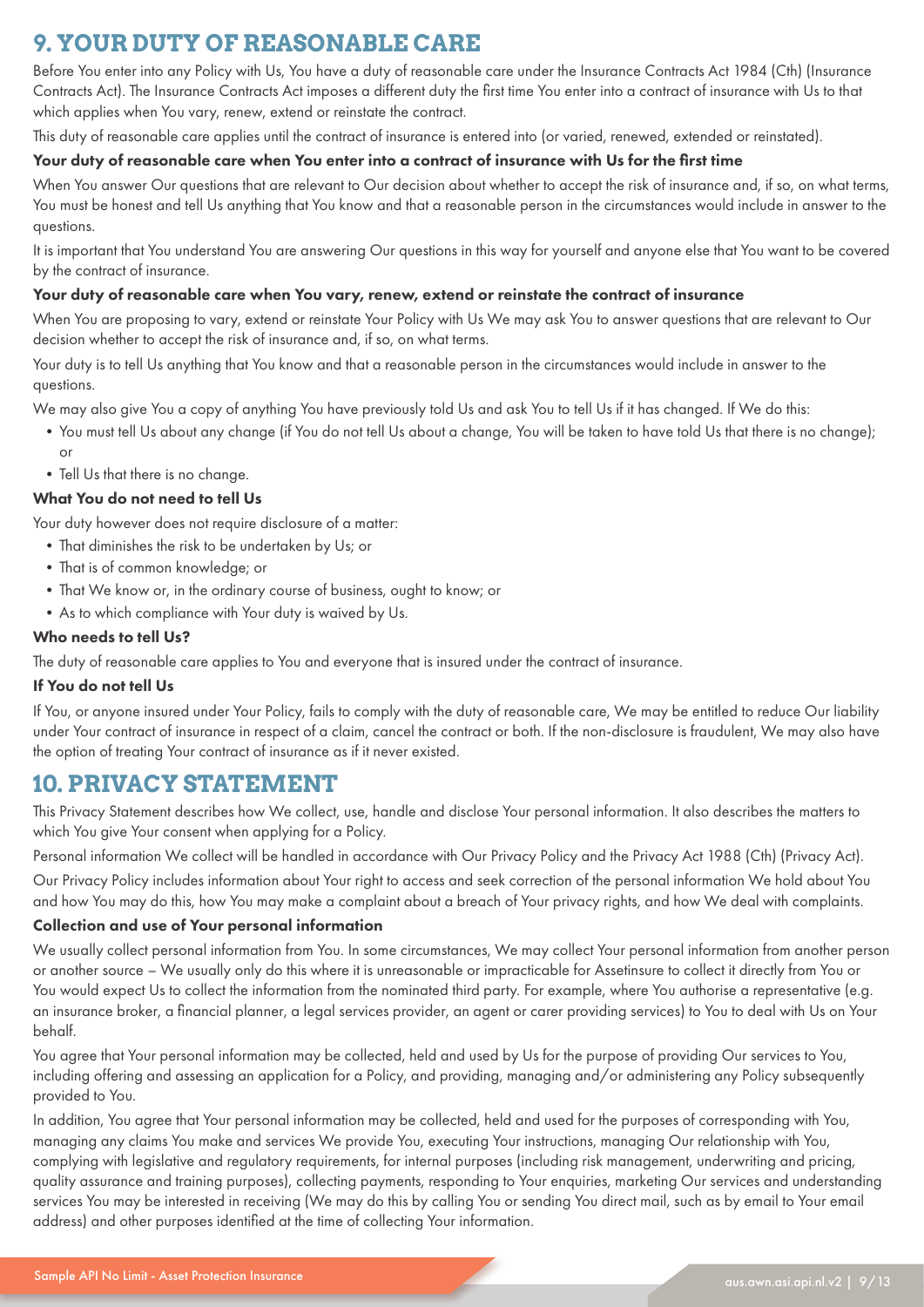## 9. YOUR DUTY OF REASONABLE CARE

Before You enter into any Policy with Us, You have a duty of reasonable care under the Insurance Contracts Act 1984 (Cth) (Insurance Contracts Act). The Insurance Contracts Act imposes a different duty the first time You enter into a contract of insurance with Us to that which applies when You vary, renew, extend or reinstate the contract.

This duty of reasonable care applies until the contract of insurance is entered into (or varied, renewed, extended or reinstated).

**Your duty of reasonable care when You enter into a contract of insurance with Us for the first time**

When You answer Our questions that are relevant to Our decision about whether to accept the risk of insurance and, if so, on what terms, You must be honest and tell Us anything that You know and that a reasonable person in the circumstances would include in answer to the questions.

It is important that You understand You are answering Our questions in this way for yourself and anyone else that You want to be covered by the contract of insurance.

**Your duty of reasonable care when You vary, renew, extend or reinstate the contract of insurance**

When You are proposing to vary, extend or reinstate Your Policy with Us We may ask You to answer questions that are relevant to Our decision whether to accept the risk of insurance and, if so, on what terms.

Your duty is to tell Us anything that You know and that a reasonable person in the circumstances would include in answer to the questions.

We may also give You a copy of anything You have previously told Us and ask You to tell Us if it has changed. If We do this:

- You must tell Us about any change (if You do not tell Us about a change, You will be taken to have told Us that there is no change); or
- Tell Us that there is no change.

**What You do not need to tell Us**

Your duty however does not require disclosure of a matter:

- That diminishes the risk to be undertaken by Us; or
- That is of common knowledge; or
- That We know or, in the ordinary course of business, ought to know; or
- As to which compliance with Your duty is waived by Us.

**Who needs to tell Us?**

The duty of reasonable care applies to You and everyone that is insured under the contract of insurance.

**If You do not tell Us**

If You, or anyone insured under Your Policy, fails to comply with the duty of reasonable care, We may be entitled to reduce Our liability under Your contract of insurance in respect of a claim, cancel the contract or both. If the non-disclosure is fraudulent, We may also have the option of treating Your contract of insurance as if it never existed.

## 10. PRIVACY STATEMENT

This Privacy Statement describes how We collect, use, handle and disclose Your personal information. It also describes the matters to which You give Your consent when applying for a Policy.

Personal information We collect will be handled in accordance with Our Privacy Policy and the Privacy Act 1988 (Cth) (Privacy Act).

Our Privacy Policy includes information about Your right to access and seek correction of the personal information We hold about You and how You may do this, how You may make a complaint about a breach of Your privacy rights, and how We deal with complaints.

**Collection and use of Your personal information**

We usually collect personal information from You. In some circumstances, We may collect Your personal information from another person or another source – We usually only do this where it is unreasonable or impracticable for Assetinsure to collect it directly from You or You would expect Us to collect the information from the nominated third party. For example, where You authorise a representative (e.g. an insurance broker, a financial planner, a legal services provider, an agent or carer providing services) to You to deal with Us on Your behalf.

You agree that Your personal information may be collected, held and used by Us for the purpose of providing Our services to You, including offering and assessing an application for a Policy, and providing, managing and/or administering any Policy subsequently provided to You.

In addition, You agree that Your personal information may be collected, held and used for the purposes of corresponding with You, managing any claims You make and services We provide You, executing Your instructions, managing Our relationship with You, complying with legislative and regulatory requirements, for internal purposes (including risk management, underwriting and pricing, quality assurance and training purposes), collecting payments, responding to Your enquiries, marketing Our services and understanding services You may be interested in receiving (We may do this by calling You or sending You direct mail, such as by email to Your email address) and other purposes identified at the time of collecting Your information.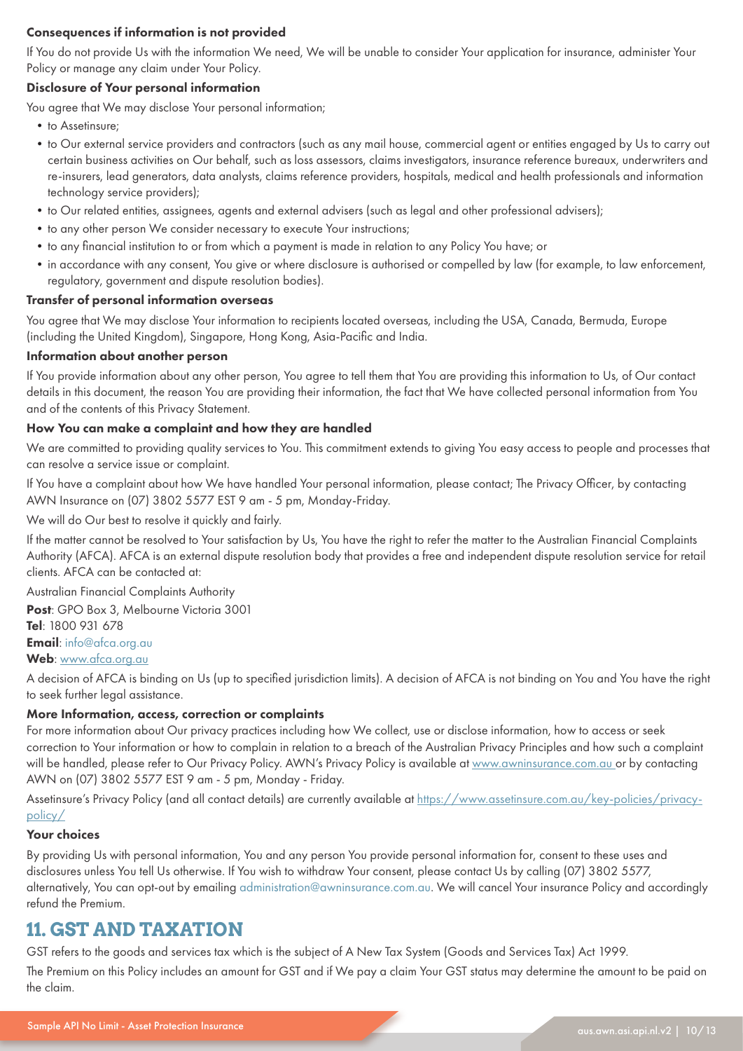### Consequences if information is not provided

If You do not provide Us with the information We need, We will be unable to consider Your application for insurance, administer Your Policy or manage any claim under Your Policy.

### Disclosure of Your personal information

You agree that We may disclose Your personal information;

- to Assetinsure;
- to Our external service providers and contractors (such as any mail house, commercial agent or entities engaged by Us to carry out certain business activities on Our behalf, such as loss assessors, claims investigators, insurance reference bureaux, underwriters and re-insurers, lead generators, data analysts, claims reference providers, hospitals, medical and health professionals and information technology service providers);
- to Our related entities, assignees, agents and external advisers (such as legal and other professional advisers);
- to any other person We consider necessary to execute Your instructions;
- to any financial institution to or from which a payment is made in relation to any Policy You have; or
- in accordance with any consent, You give or where disclosure is authorised or compelled by law (for example, to law enforcement, regulatory, government and dispute resolution bodies).

### Transfer of personal information overseas

You agree that We may disclose Your information to recipients located overseas, including the USA, Canada, Bermuda, Europe (including the United Kingdom), Singapore, Hong Kong, Asia-Pacific and India.

### Information about another person

If You provide information about any other person, You agree to tell them that You are providing this information to Us, of Our contact details in this document, the reason You are providing their information, the fact that We have collected personal information from You and of the contents of this Privacy Statement.

### How You can make a complaint and how they are handled

We are committed to providing quality services to You. This commitment extends to giving You easy access to people and processes that can resolve a service issue or complaint.

If You have a complaint about how We have handled Your personal information, please contact; The Privacy Officer, by contacting AWN Insurance on (07) 3802 5577 EST 9 am - 5 pm, Monday-Friday.

We will do Our best to resolve it quickly and fairly.

If the matter cannot be resolved to Your satisfaction by Us, You have the right to refer the matter to the Australian Financial Complaints Authority (AFCA). AFCA is an external dispute resolution body that provides a free and independent dispute resolution service for retail clients. AFCA can be contacted at:

Australian Financial Complaints Authority
**Post**: GPO Box 3, Melbourne Victoria 3001
**Tel**: 1800 931 678
**Email**: info@afca.org.au
**Web**: www.afca.org.au

A decision of AFCA is binding on Us (up to specified jurisdiction limits). A decision of AFCA is not binding on You and You have the right to seek further legal assistance.

### More Information, access, correction or complaints

For more information about Our privacy practices including how We collect, use or disclose information, how to access or seek correction to Your information or how to complain in relation to a breach of the Australian Privacy Principles and how such a complaint will be handled, please refer to Our Privacy Policy. AWN's Privacy Policy is available at www.awninsurance.com.au or by contacting AWN on (07) 3802 5577 EST 9 am - 5 pm, Monday - Friday.

Assetinsure's Privacy Policy (and all contact details) are currently available at https://www.assetinsure.com.au/key-policies/privacy-policy/

### Your choices

By providing Us with personal information, You and any person You provide personal information for, consent to these uses and disclosures unless You tell Us otherwise. If You wish to withdraw Your consent, please contact Us by calling (07) 3802 5577, alternatively, You can opt-out by emailing administration@awninsurance.com.au. We will cancel Your insurance Policy and accordingly refund the Premium.

## 11. GST AND TAXATION

GST refers to the goods and services tax which is the subject of A New Tax System (Goods and Services Tax) Act 1999.

The Premium on this Policy includes an amount for GST and if We pay a claim Your GST status may determine the amount to be paid on the claim.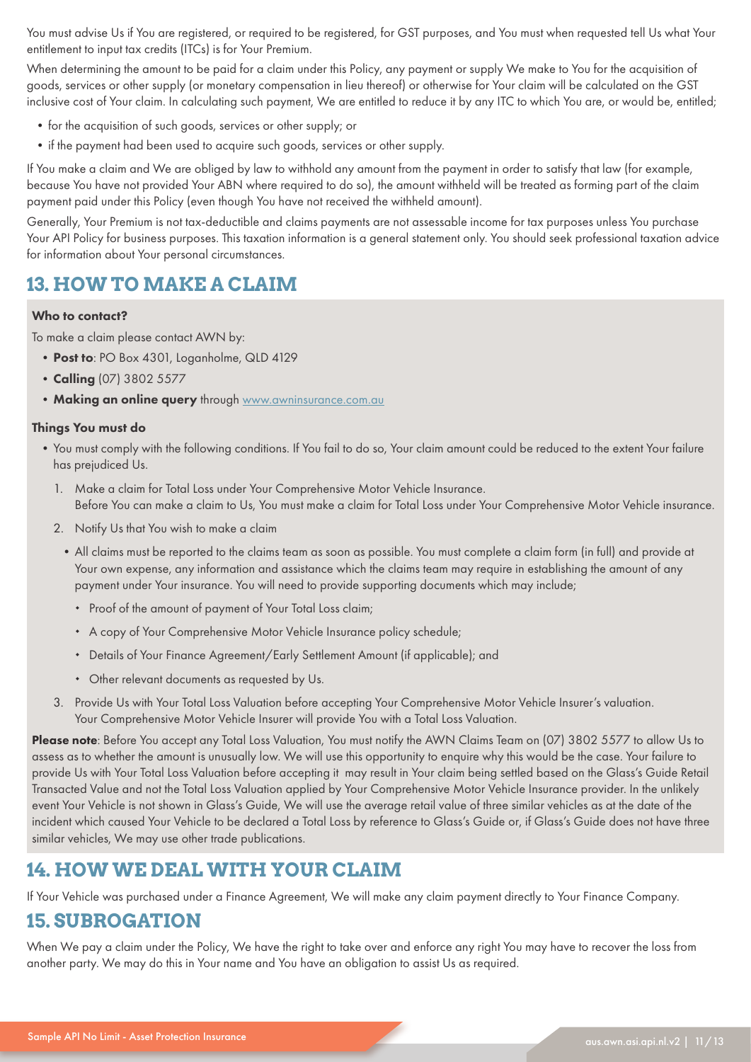You must advise Us if You are registered, or required to be registered, for GST purposes, and You must when requested tell Us what Your entitlement to input tax credits (ITCs) is for Your Premium.

When determining the amount to be paid for a claim under this Policy, any payment or supply We make to You for the acquisition of goods, services or other supply (or monetary compensation in lieu thereof) or otherwise for Your claim will be calculated on the GST inclusive cost of Your claim. In calculating such payment, We are entitled to reduce it by any ITC to which You are, or would be, entitled;

- for the acquisition of such goods, services or other supply; or
- if the payment had been used to acquire such goods, services or other supply.

If You make a claim and We are obliged by law to withhold any amount from the payment in order to satisfy that law (for example, because You have not provided Your ABN where required to do so), the amount withheld will be treated as forming part of the claim payment paid under this Policy (even though You have not received the withheld amount).

Generally, Your Premium is not tax-deductible and claims payments are not assessable income for tax purposes unless You purchase Your API Policy for business purposes. This taxation information is a general statement only. You should seek professional taxation advice for information about Your personal circumstances.

## 13. HOW TO MAKE A CLAIM

**Who to contact?**

To make a claim please contact AWN by:

- **Post to**: PO Box 4301, Loganholme, QLD 4129
- **Calling** (07) 3802 5577
- **Making an online query** through www.awninsurance.com.au

**Things You must do**

- You must comply with the following conditions. If You fail to do so, Your claim amount could be reduced to the extent Your failure has prejudiced Us.
  1. Make a claim for Total Loss under Your Comprehensive Motor Vehicle Insurance.
     Before You can make a claim to Us, You must make a claim for Total Loss under Your Comprehensive Motor Vehicle insurance.
  2. Notify Us that You wish to make a claim
     - All claims must be reported to the claims team as soon as possible. You must complete a claim form (in full) and provide at Your own expense, any information and assistance which the claims team may require in establishing the amount of any payment under Your insurance. You will need to provide supporting documents which may include;
       - Proof of the amount of payment of Your Total Loss claim;
       - A copy of Your Comprehensive Motor Vehicle Insurance policy schedule;
       - Details of Your Finance Agreement/Early Settlement Amount (if applicable); and
       - Other relevant documents as requested by Us.
  3. Provide Us with Your Total Loss Valuation before accepting Your Comprehensive Motor Vehicle Insurer's valuation.
     Your Comprehensive Motor Vehicle Insurer will provide You with a Total Loss Valuation.

**Please note**: Before You accept any Total Loss Valuation, You must notify the AWN Claims Team on (07) 3802 5577 to allow Us to assess as to whether the amount is unusually low. We will use this opportunity to enquire why this would be the case. Your failure to provide Us with Your Total Loss Valuation before accepting it may result in Your claim being settled based on the Glass's Guide Retail Transacted Value and not the Total Loss Valuation applied by Your Comprehensive Motor Vehicle Insurance provider. In the unlikely event Your Vehicle is not shown in Glass's Guide, We will use the average retail value of three similar vehicles as at the date of the incident which caused Your Vehicle to be declared a Total Loss by reference to Glass's Guide or, if Glass's Guide does not have three similar vehicles, We may use other trade publications.

## 14. HOW WE DEAL WITH YOUR CLAIM

If Your Vehicle was purchased under a Finance Agreement, We will make any claim payment directly to Your Finance Company.

## 15. SUBROGATION

When We pay a claim under the Policy, We have the right to take over and enforce any right You may have to recover the loss from another party. We may do this in Your name and You have an obligation to assist Us as required.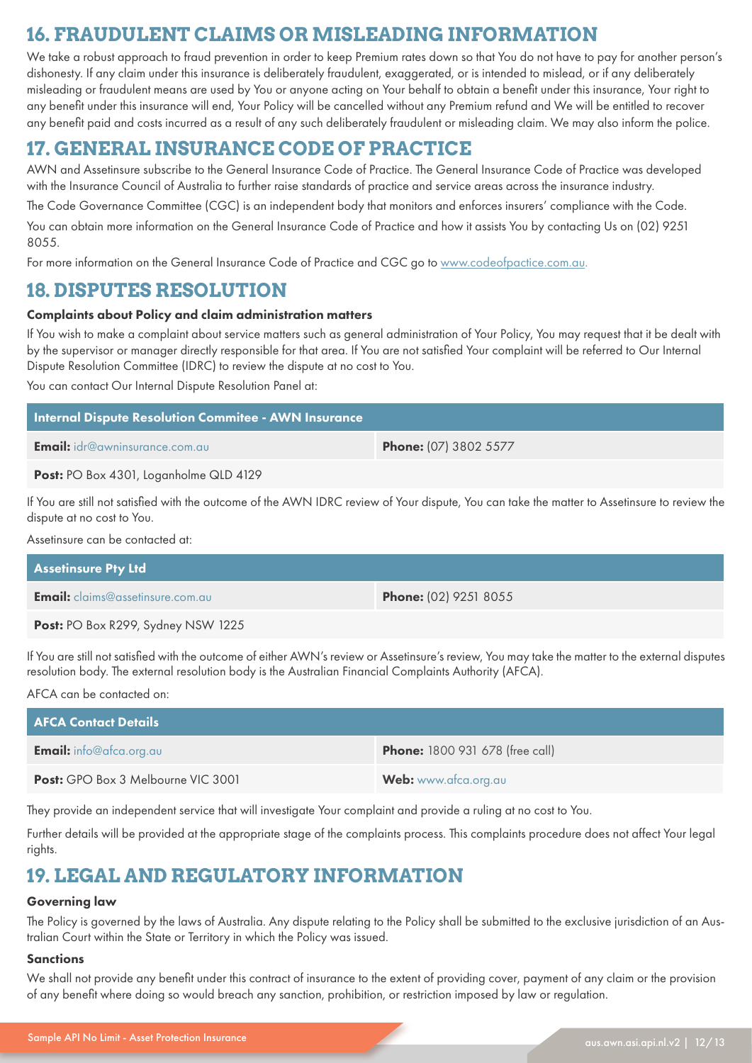## 16. FRAUDULENT CLAIMS OR MISLEADING INFORMATION

We take a robust approach to fraud prevention in order to keep Premium rates down so that You do not have to pay for another person's dishonesty. If any claim under this insurance is deliberately fraudulent, exaggerated, or is intended to mislead, or if any deliberately misleading or fraudulent means are used by You or anyone acting on Your behalf to obtain a benefit under this insurance, Your right to any benefit under this insurance will end, Your Policy will be cancelled without any Premium refund and We will be entitled to recover any benefit paid and costs incurred as a result of any such deliberately fraudulent or misleading claim. We may also inform the police.

## 17. GENERAL INSURANCE CODE OF PRACTICE

AWN and Assetinsure subscribe to the General Insurance Code of Practice. The General Insurance Code of Practice was developed with the Insurance Council of Australia to further raise standards of practice and service areas across the insurance industry.

The Code Governance Committee (CGC) is an independent body that monitors and enforces insurers' compliance with the Code.

You can obtain more information on the General Insurance Code of Practice and how it assists You by contacting Us on (02) 9251 8055.

For more information on the General Insurance Code of Practice and CGC go to www.codeofpactice.com.au.

## 18. DISPUTES RESOLUTION

**Complaints about Policy and claim administration matters**

If You wish to make a complaint about service matters such as general administration of Your Policy, You may request that it be dealt with by the supervisor or manager directly responsible for that area. If You are not satisfied Your complaint will be referred to Our Internal Dispute Resolution Committee (IDRC) to review the dispute at no cost to You.

You can contact Our Internal Dispute Resolution Panel at:

| Internal Dispute Resolution Commitee - AWN Insurance | |
|---|---|
| **Email:** idr@awninsurance.com.au | **Phone:** (07) 3802 5577 |
| **Post:** PO Box 4301, Loganholme QLD 4129 | |

If You are still not satisfied with the outcome of the AWN IDRC review of Your dispute, You can take the matter to Assetinsure to review the dispute at no cost to You.

Assetinsure can be contacted at:

| Assetinsure Pty Ltd | |
|---|---|
| **Email:** claims@assetinsure.com.au | **Phone:** (02) 9251 8055 |
| **Post:** PO Box R299, Sydney NSW 1225 | |

If You are still not satisfied with the outcome of either AWN's review or Assetinsure's review, You may take the matter to the external disputes resolution body. The external resolution body is the Australian Financial Complaints Authority (AFCA).

AFCA can be contacted on:

| AFCA Contact Details | |
|---|---|
| **Email:** info@afca.org.au | **Phone:** 1800 931 678 (free call) |
| **Post:** GPO Box 3 Melbourne VIC 3001 | **Web:** www.afca.org.au |

They provide an independent service that will investigate Your complaint and provide a ruling at no cost to You.

Further details will be provided at the appropriate stage of the complaints process. This complaints procedure does not affect Your legal rights.

## 19. LEGAL AND REGULATORY INFORMATION

**Governing law**

The Policy is governed by the laws of Australia. Any dispute relating to the Policy shall be submitted to the exclusive jurisdiction of an Australian Court within the State or Territory in which the Policy was issued.

**Sanctions**

We shall not provide any benefit under this contract of insurance to the extent of providing cover, payment of any claim or the provision of any benefit where doing so would breach any sanction, prohibition, or restriction imposed by law or regulation.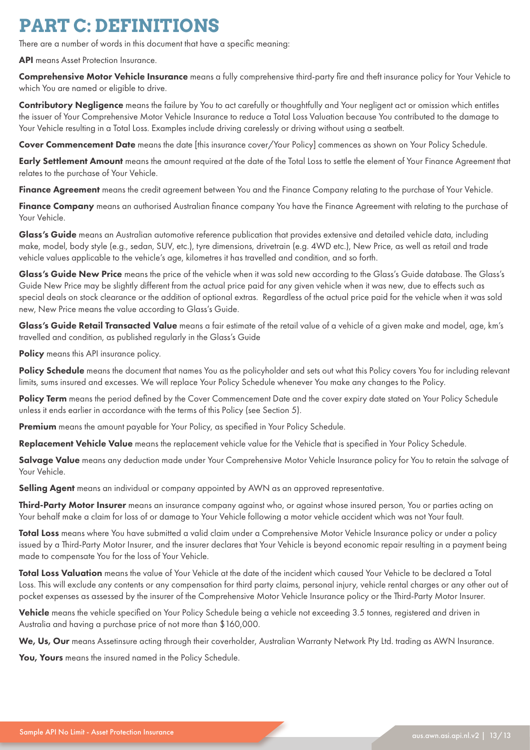# PART C: DEFINITIONS

There are a number of words in this document that have a specific meaning:

**API** means Asset Protection Insurance.

**Comprehensive Motor Vehicle Insurance** means a fully comprehensive third-party fire and theft insurance policy for Your Vehicle to which You are named or eligible to drive.

**Contributory Negligence** means the failure by You to act carefully or thoughtfully and Your negligent act or omission which entitles the issuer of Your Comprehensive Motor Vehicle Insurance to reduce a Total Loss Valuation because You contributed to the damage to Your Vehicle resulting in a Total Loss. Examples include driving carelessly or driving without using a seatbelt.

**Cover Commencement Date** means the date [this insurance cover/Your Policy] commences as shown on Your Policy Schedule.

**Early Settlement Amount** means the amount required at the date of the Total Loss to settle the element of Your Finance Agreement that relates to the purchase of Your Vehicle.

**Finance Agreement** means the credit agreement between You and the Finance Company relating to the purchase of Your Vehicle.

**Finance Company** means an authorised Australian finance company You have the Finance Agreement with relating to the purchase of Your Vehicle.

**Glass's Guide** means an Australian automotive reference publication that provides extensive and detailed vehicle data, including make, model, body style (e.g., sedan, SUV, etc.), tyre dimensions, drivetrain (e.g. 4WD etc.), New Price, as well as retail and trade vehicle values applicable to the vehicle's age, kilometres it has travelled and condition, and so forth.

**Glass's Guide New Price** means the price of the vehicle when it was sold new according to the Glass's Guide database. The Glass's Guide New Price may be slightly different from the actual price paid for any given vehicle when it was new, due to effects such as special deals on stock clearance or the addition of optional extras. Regardless of the actual price paid for the vehicle when it was sold new, New Price means the value according to Glass's Guide.

**Glass's Guide Retail Transacted Value** means a fair estimate of the retail value of a vehicle of a given make and model, age, km's travelled and condition, as published regularly in the Glass's Guide

**Policy** means this API insurance policy.

**Policy Schedule** means the document that names You as the policyholder and sets out what this Policy covers You for including relevant limits, sums insured and excesses. We will replace Your Policy Schedule whenever You make any changes to the Policy.

**Policy Term** means the period defined by the Cover Commencement Date and the cover expiry date stated on Your Policy Schedule unless it ends earlier in accordance with the terms of this Policy (see Section 5).

**Premium** means the amount payable for Your Policy, as specified in Your Policy Schedule.

**Replacement Vehicle Value** means the replacement vehicle value for the Vehicle that is specified in Your Policy Schedule.

**Salvage Value** means any deduction made under Your Comprehensive Motor Vehicle Insurance policy for You to retain the salvage of Your Vehicle.

**Selling Agent** means an individual or company appointed by AWN as an approved representative.

**Third-Party Motor Insurer** means an insurance company against who, or against whose insured person, You or parties acting on Your behalf make a claim for loss of or damage to Your Vehicle following a motor vehicle accident which was not Your fault.

**Total Loss** means where You have submitted a valid claim under a Comprehensive Motor Vehicle Insurance policy or under a policy issued by a Third-Party Motor Insurer, and the insurer declares that Your Vehicle is beyond economic repair resulting in a payment being made to compensate You for the loss of Your Vehicle.

**Total Loss Valuation** means the value of Your Vehicle at the date of the incident which caused Your Vehicle to be declared a Total Loss. This will exclude any contents or any compensation for third party claims, personal injury, vehicle rental charges or any other out of pocket expenses as assessed by the insurer of the Comprehensive Motor Vehicle Insurance policy or the Third-Party Motor Insurer.

**Vehicle** means the vehicle specified on Your Policy Schedule being a vehicle not exceeding 3.5 tonnes, registered and driven in Australia and having a purchase price of not more than $160,000.

**We, Us, Our** means Assetinsure acting through their coverholder, Australian Warranty Network Pty Ltd. trading as AWN Insurance.

**You, Yours** means the insured named in the Policy Schedule.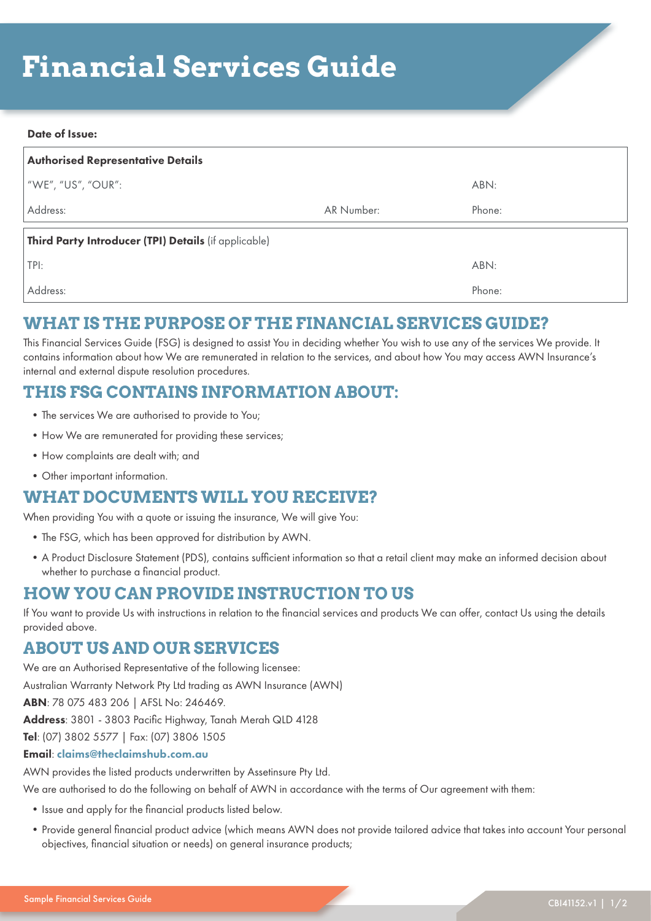# Financial Services Guide

**Date of Issue:**

| **Authorised Representative Details** | | |
|---|---|---|
| "WE", "US", "OUR": | | ABN: |
| Address: | AR Number: | Phone: |

| **Third Party Introducer (TPI) Details** (if applicable) | |
|---|---|
| TPI: | ABN: |
| Address: | Phone: |

## WHAT IS THE PURPOSE OF THE FINANCIAL SERVICES GUIDE?

This Financial Services Guide (FSG) is designed to assist You in deciding whether You wish to use any of the services We provide. It contains information about how We are remunerated in relation to the services, and about how You may access AWN Insurance's internal and external dispute resolution procedures.

## THIS FSG CONTAINS INFORMATION ABOUT:

- The services We are authorised to provide to You;
- How We are remunerated for providing these services;
- How complaints are dealt with; and
- Other important information.

## WHAT DOCUMENTS WILL YOU RECEIVE?

When providing You with a quote or issuing the insurance, We will give You:

- The FSG, which has been approved for distribution by AWN.
- A Product Disclosure Statement (PDS), contains sufficient information so that a retail client may make an informed decision about whether to purchase a financial product.

## HOW YOU CAN PROVIDE INSTRUCTION TO US

If You want to provide Us with instructions in relation to the financial services and products We can offer, contact Us using the details provided above.

## ABOUT US AND OUR SERVICES

We are an Authorised Representative of the following licensee:

Australian Warranty Network Pty Ltd trading as AWN Insurance (AWN)

**ABN**: 78 075 483 206 | AFSL No: 246469.

**Address**: 3801 - 3803 Pacific Highway, Tanah Merah QLD 4128

**Tel**: (07) 3802 5577 | Fax: (07) 3806 1505

**Email**: **claims@theclaimshub.com.au**

AWN provides the listed products underwritten by Assetinsure Pty Ltd.

We are authorised to do the following on behalf of AWN in accordance with the terms of Our agreement with them:

- Issue and apply for the financial products listed below.
- Provide general financial product advice (which means AWN does not provide tailored advice that takes into account Your personal objectives, financial situation or needs) on general insurance products;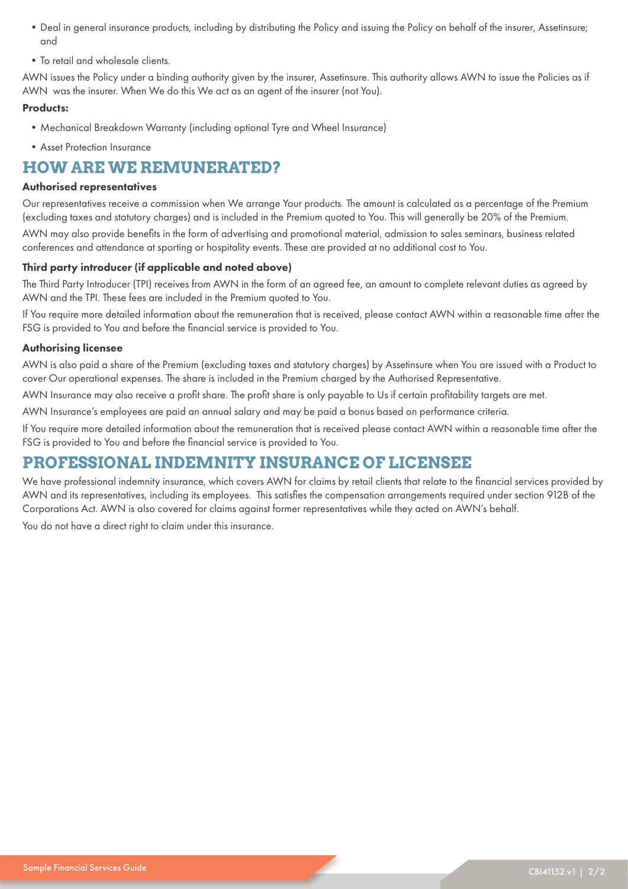- Deal in general insurance products, including by distributing the Policy and issuing the Policy on behalf of the insurer, Assetinsure; and
- To retail and wholesale clients.

AWN issues the Policy under a binding authority given by the insurer, Assetinsure. This authority allows AWN to issue the Policies as if AWN was the insurer. When We do this We act as an agent of the insurer (not You).

**Products:**

- Mechanical Breakdown Warranty (including optional Tyre and Wheel Insurance)
- Asset Protection Insurance

## HOW ARE WE REMUNERATED?

**Authorised representatives**

Our representatives receive a commission when We arrange Your products. The amount is calculated as a percentage of the Premium (excluding taxes and statutory charges) and is included in the Premium quoted to You. This will generally be 20% of the Premium.

AWN may also provide benefits in the form of advertising and promotional material, admission to sales seminars, business related conferences and attendance at sporting or hospitality events. These are provided at no additional cost to You.

**Third party introducer (if applicable and noted above)**

The Third Party Introducer (TPI) receives from AWN in the form of an agreed fee, an amount to complete relevant duties as agreed by AWN and the TPI. These fees are included in the Premium quoted to You.

If You require more detailed information about the remuneration that is received, please contact AWN within a reasonable time after the FSG is provided to You and before the financial service is provided to You.

**Authorising licensee**

AWN is also paid a share of the Premium (excluding taxes and statutory charges) by Assetinsure when You are issued with a Product to cover Our operational expenses. The share is included in the Premium charged by the Authorised Representative.

AWN Insurance may also receive a profit share. The profit share is only payable to Us if certain profitability targets are met.

AWN Insurance's employees are paid an annual salary and may be paid a bonus based on performance criteria.

If You require more detailed information about the remuneration that is received please contact AWN within a reasonable time after the FSG is provided to You and before the financial service is provided to You.

## PROFESSIONAL INDEMNITY INSURANCE OF LICENSEE

We have professional indemnity insurance, which covers AWN for claims by retail clients that relate to the financial services provided by AWN and its representatives, including its employees. This satisfies the compensation arrangements required under section 912B of the Corporations Act. AWN is also covered for claims against former representatives while they acted on AWN's behalf.

You do not have a direct right to claim under this insurance.